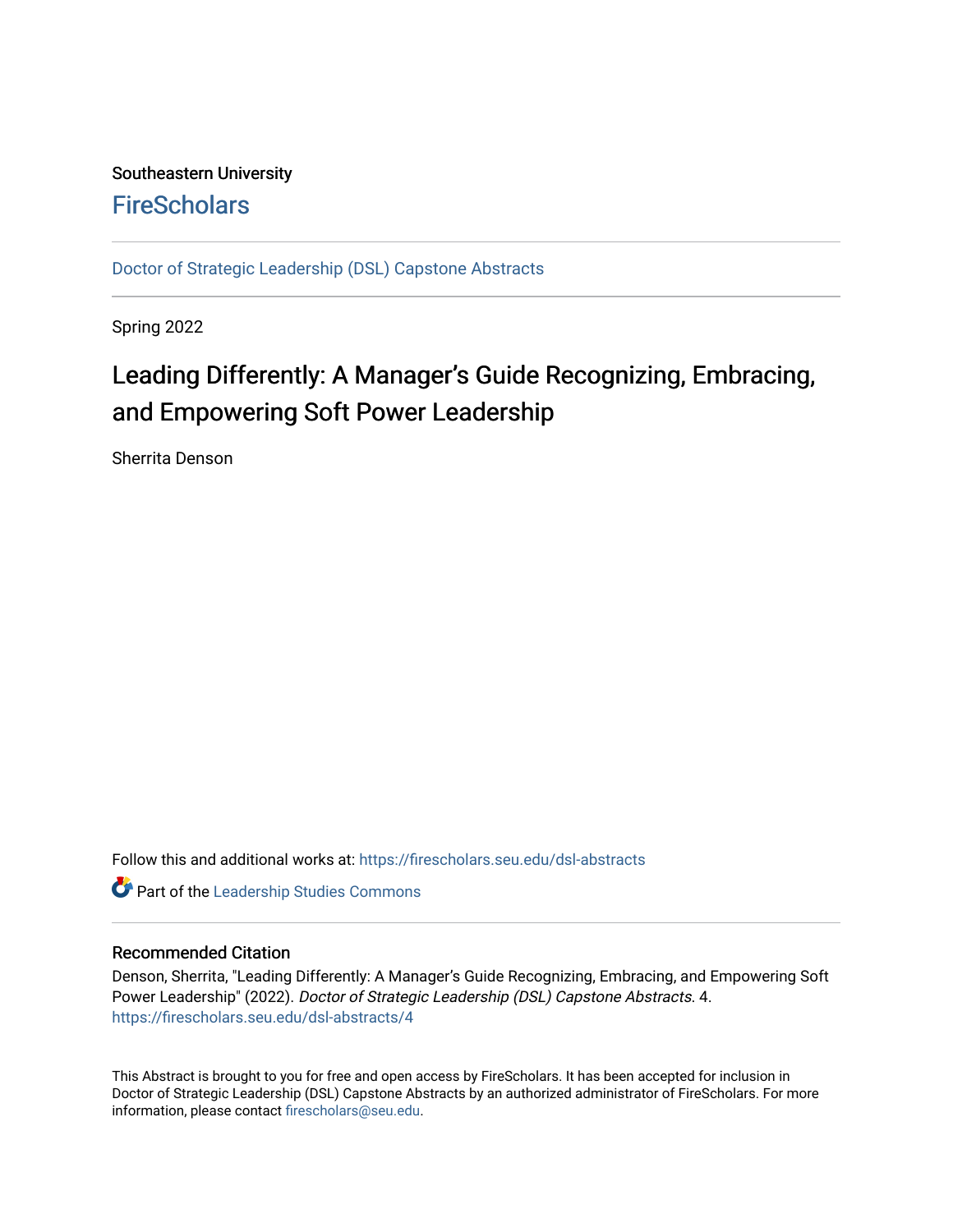Southeastern University

## FireScholars

Doctor of Strategic Leadership (DSL) Capstone Abstracts

Spring 2022

# Leading Differently: A Manager's Guide Recognizing, Embracing, and Empowering Soft Power Leadership

Sherrita Denson

Follow this and additional works at: https://firescholars.seu.edu/dsl-abstracts

Part of the Leadership Studies Commons

### Recommended Citation

Denson, Sherrita, "Leading Differently: A Manager's Guide Recognizing, Embracing, and Empowering Soft Power Leadership" (2022). *Doctor of Strategic Leadership (DSL) Capstone Abstracts*. 4.
https://firescholars.seu.edu/dsl-abstracts/4

This Abstract is brought to you for free and open access by FireScholars. It has been accepted for inclusion in Doctor of Strategic Leadership (DSL) Capstone Abstracts by an authorized administrator of FireScholars. For more information, please contact firescholars@seu.edu.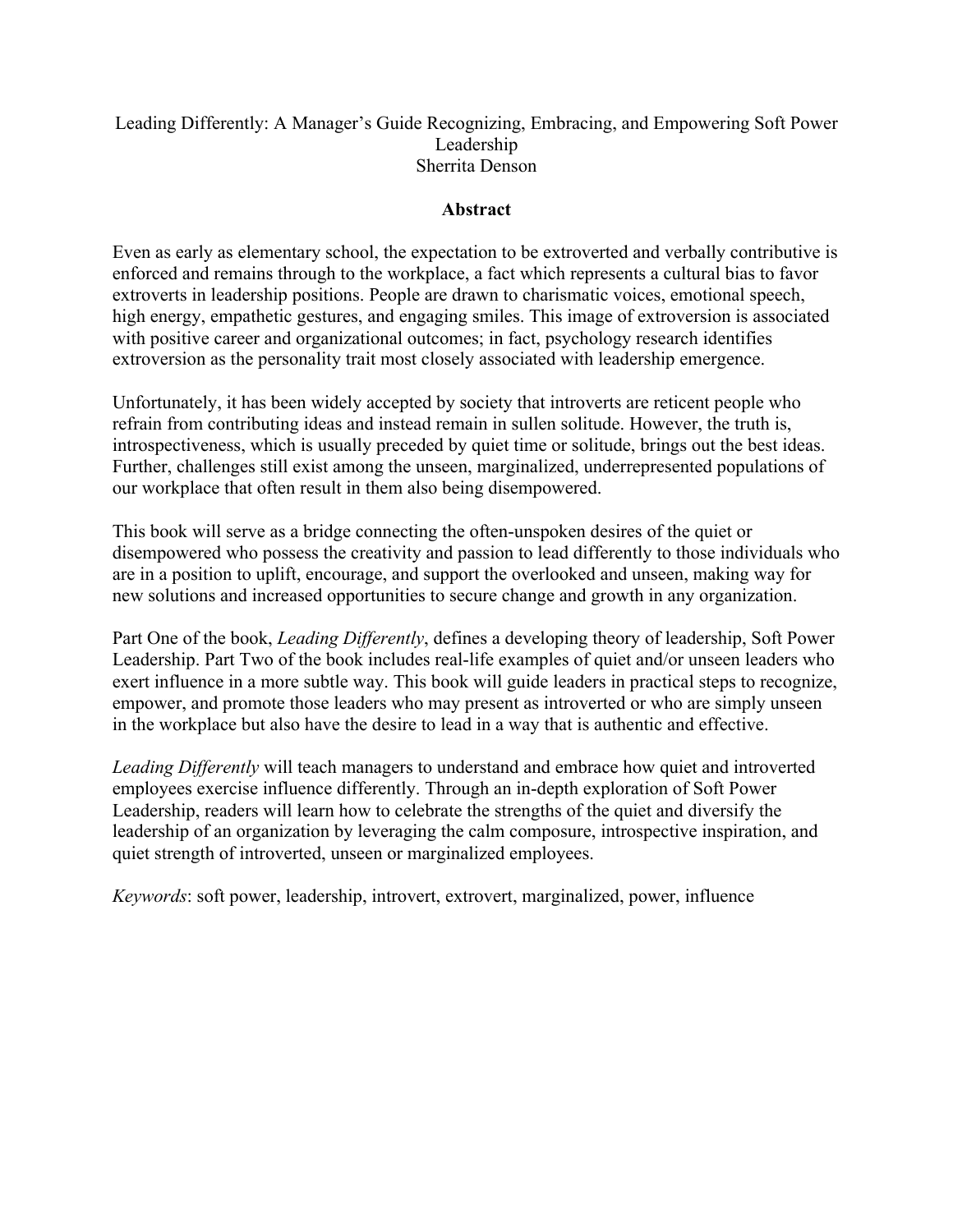# Leading Differently: A Manager's Guide Recognizing, Embracing, and Empowering Soft Power Leadership

Sherrita Denson

## Abstract

Even as early as elementary school, the expectation to be extroverted and verbally contributive is enforced and remains through to the workplace, a fact which represents a cultural bias to favor extroverts in leadership positions. People are drawn to charismatic voices, emotional speech, high energy, empathetic gestures, and engaging smiles. This image of extroversion is associated with positive career and organizational outcomes; in fact, psychology research identifies extroversion as the personality trait most closely associated with leadership emergence.

Unfortunately, it has been widely accepted by society that introverts are reticent people who refrain from contributing ideas and instead remain in sullen solitude. However, the truth is, introspectiveness, which is usually preceded by quiet time or solitude, brings out the best ideas. Further, challenges still exist among the unseen, marginalized, underrepresented populations of our workplace that often result in them also being disempowered.

This book will serve as a bridge connecting the often-unspoken desires of the quiet or disempowered who possess the creativity and passion to lead differently to those individuals who are in a position to uplift, encourage, and support the overlooked and unseen, making way for new solutions and increased opportunities to secure change and growth in any organization.

Part One of the book, *Leading Differently*, defines a developing theory of leadership, Soft Power Leadership. Part Two of the book includes real-life examples of quiet and/or unseen leaders who exert influence in a more subtle way. This book will guide leaders in practical steps to recognize, empower, and promote those leaders who may present as introverted or who are simply unseen in the workplace but also have the desire to lead in a way that is authentic and effective.

*Leading Differently* will teach managers to understand and embrace how quiet and introverted employees exercise influence differently. Through an in-depth exploration of Soft Power Leadership, readers will learn how to celebrate the strengths of the quiet and diversify the leadership of an organization by leveraging the calm composure, introspective inspiration, and quiet strength of introverted, unseen or marginalized employees.

*Keywords*: soft power, leadership, introvert, extrovert, marginalized, power, influence